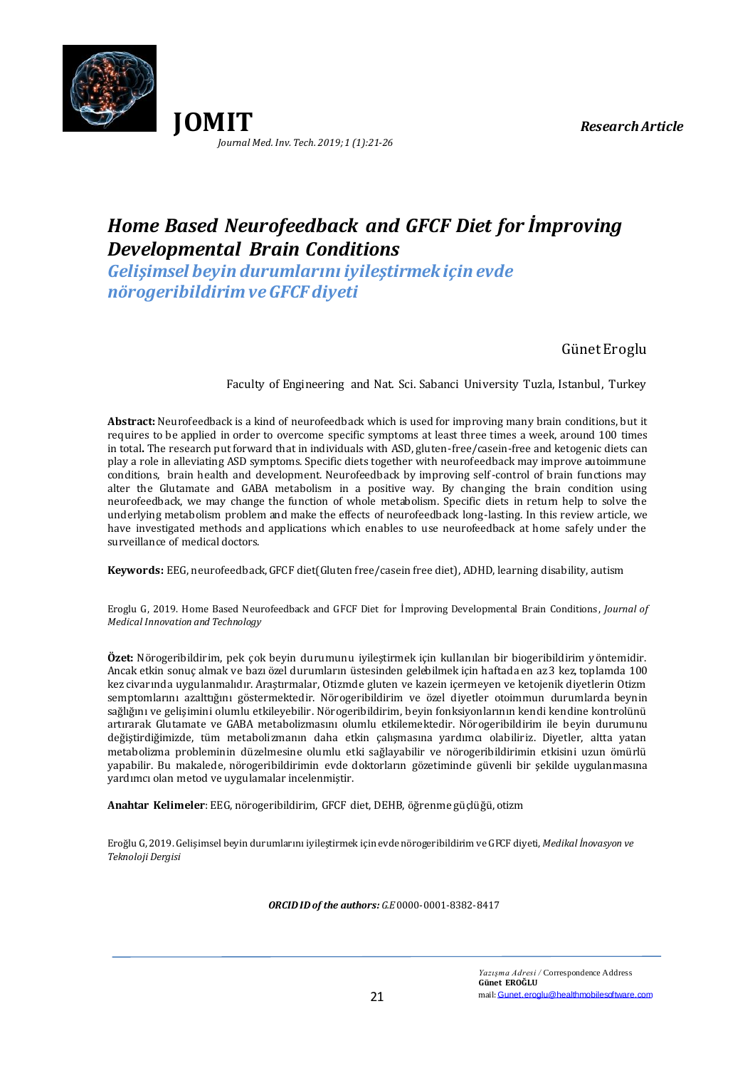# *Home Based Neurofeedback and GFCF Diet for İmproving Developmental Brain Conditions*

## *Gelişimsel beyin durumlarını iyileştirmek için evde nörogeribildirim ve GFCF diyeti*

Günet Eroglu

Faculty of Engineering and Nat. Sci. Sabanci University Tuzla, Istanbul, Turkey

**Abstract:** Neurofeedback is a kind of neurofeedback which is used for improving many brain conditions, but it requires to be applied in order to overcome specific symptoms at least three times a week, around 100 times in total**.** The research put forward that in individuals with ASD, gluten-free/casein-free and ketogenic diets can play a role in alleviating ASD symptoms. Specific diets together with neurofeedback may improve autoimmune conditions, brain health and development. Neurofeedback by improving self-control of brain functions may alter the Glutamate and GABA metabolism in a positive way. By changing the brain condition using neurofeedback, we may change the function of whole metabolism. Specific diets in return help to solve the underlying metabolism problem and make the effects of neurofeedback long-lasting. In this review article, we have investigated methods and applications which enables to use neurofeedback at home safely under the surveillance of medical doctors.

**Keywords:** EEG, neurofeedback, GFCF diet(Gluten free/casein free diet), ADHD, learning disability, autism

Eroglu G, 2019. Home Based Neurofeedback and GFCF Diet for İmproving Developmental Brain Conditions, *Journal of Medical Innovation and Technology*

**Özet:** Nörogeribildirim, pek çok beyin durumunu iyileştirmek için kullanılan bir biogeribildirim yöntemidir. Ancak etkin sonuç almak ve bazı özel durumların üstesinden gelebilmek için haftada en az 3 kez, toplamda 100 kez civarında uygulanmalıdır. Araştırmalar, Otizmde gluten ve kazein içermeyen ve ketojenik diyetlerin Otizm semptomlarını azalttığını göstermektedir. Nörogeribildirim ve özel diyetler otoimmun durumlarda beynin sağlığını ve gelişimini olumlu etkileyebilir. Nörogeribildirim, beyin fonksiyonlarının kendi kendine kontrolünü artırarak Glutamate ve GABA metabolizmasını olumlu etkilemektedir. Nörogeribildirim ile beyin durumunu değiştirdiğimizde, tüm metabolizmanın daha etkin çalışmasına yardımcı olabiliriz. Diyetler, altta yatan metabolizma probleminin düzelmesine olumlu etki sağlayabilir ve nörogeribildirimin etkisini uzun ömürlü yapabilir. Bu makalede, nörogeribildirimin evde doktorların gözetiminde güvenli bir şekilde uygulanmasına yardımcı olan metod ve uygulamalar incelenmiştir.

**Anahtar Kelimeler**: EEG, nörogeribildirim, GFCF diet, DEHB, öğrenme güçlüğü, otizm

Eroğlu G, 2019. Gelişimsel beyin durumlarını iyileştirmek için evde nörogeribildirim ve GFCF diyeti, *Medikal İnovasyon ve Teknoloji Dergisi*

***ORCID ID of the authors:*** *G.E* 0000-0001-8382-8417

*Yazışma Adresi /* Correspondence Address
**Günet EROĞLU**
mail: Gunet.eroglu@healthmobilesoftware.com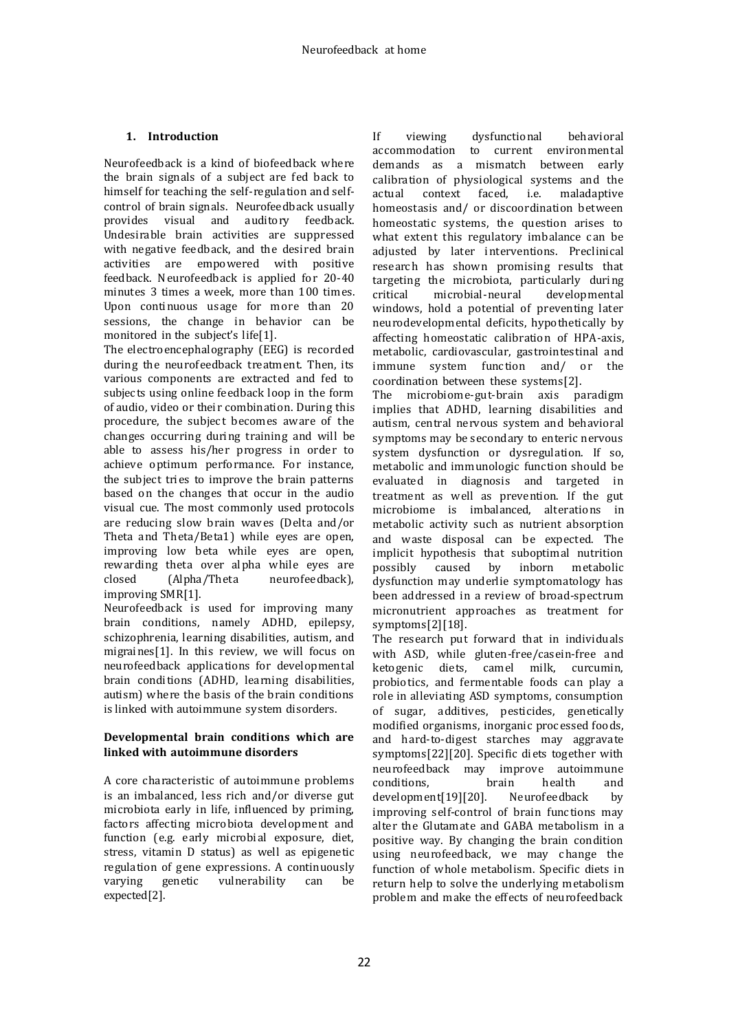## 1. Introduction

Neurofeedback is a kind of biofeedback where the brain signals of a subject are fed back to himself for teaching the self-regulation and self-control of brain signals. Neurofeedback usually provides visual and auditory feedback. Undesirable brain activities are suppressed with negative feedback, and the desired brain activities are empowered with positive feedback. Neurofeedback is applied for 20-40 minutes 3 times a week, more than 100 times. Upon continuous usage for more than 20 sessions, the change in behavior can be monitored in the subject's life[1].

The electroencephalography (EEG) is recorded during the neurofeedback treatment. Then, its various components are extracted and fed to subjects using online feedback loop in the form of audio, video or their combination. During this procedure, the subject becomes aware of the changes occurring during training and will be able to assess his/her progress in order to achieve optimum performance. For instance, the subject tries to improve the brain patterns based on the changes that occur in the audio visual cue. The most commonly used protocols are reducing slow brain waves (Delta and/or Theta and Theta/Beta1) while eyes are open, improving low beta while eyes are open, rewarding theta over alpha while eyes are closed (Alpha/Theta neurofeedback), improving SMR[1].

Neurofeedback is used for improving many brain conditions, namely ADHD, epilepsy, schizophrenia, learning disabilities, autism, and migraines[1]. In this review, we will focus on neurofeedback applications for developmental brain conditions (ADHD, learning disabilities, autism) where the basis of the brain conditions is linked with autoimmune system disorders.

### Developmental brain conditions which are linked with autoimmune disorders

A core characteristic of autoimmune problems is an imbalanced, less rich and/or diverse gut microbiota early in life, influenced by priming, factors affecting microbiota development and function (e.g. early microbial exposure, diet, stress, vitamin D status) as well as epigenetic regulation of gene expressions. A continuously varying genetic vulnerability can be expected[2].

If viewing dysfunctional behavioral accommodation to current environmental demands as a mismatch between early calibration of physiological systems and the actual context faced, i.e. maladaptive homeostasis and/ or discoordination between homeostatic systems, the question arises to what extent this regulatory imbalance can be adjusted by later interventions. Preclinical research has shown promising results that targeting the microbiota, particularly during critical microbial-neural developmental windows, hold a potential of preventing later neurodevelopmental deficits, hypothetically by affecting homeostatic calibration of HPA-axis, metabolic, cardiovascular, gastrointestinal and immune system function and/ or the coordination between these systems[2].

The microbiome-gut-brain axis paradigm implies that ADHD, learning disabilities and autism, central nervous system and behavioral symptoms may be secondary to enteric nervous system dysfunction or dysregulation. If so, metabolic and immunologic function should be evaluated in diagnosis and targeted in treatment as well as prevention. If the gut microbiome is imbalanced, alterations in metabolic activity such as nutrient absorption and waste disposal can be expected. The implicit hypothesis that suboptimal nutrition possibly caused by inborn metabolic dysfunction may underlie symptomatology has been addressed in a review of broad-spectrum micronutrient approaches as treatment for symptoms[2][18].

The research put forward that in individuals with ASD, while gluten-free/casein-free and ketogenic diets, camel milk, curcumin, probiotics, and fermentable foods can play a role in alleviating ASD symptoms, consumption of sugar, additives, pesticides, genetically modified organisms, inorganic processed foods, and hard-to-digest starches may aggravate symptoms[22][20]. Specific diets together with neurofeedback may improve autoimmune conditions, brain health and development[19][20]. Neurofeedback by improving self-control of brain functions may alter the Glutamate and GABA metabolism in a positive way. By changing the brain condition using neurofeedback, we may change the function of whole metabolism. Specific diets in return help to solve the underlying metabolism problem and make the effects of neurofeedback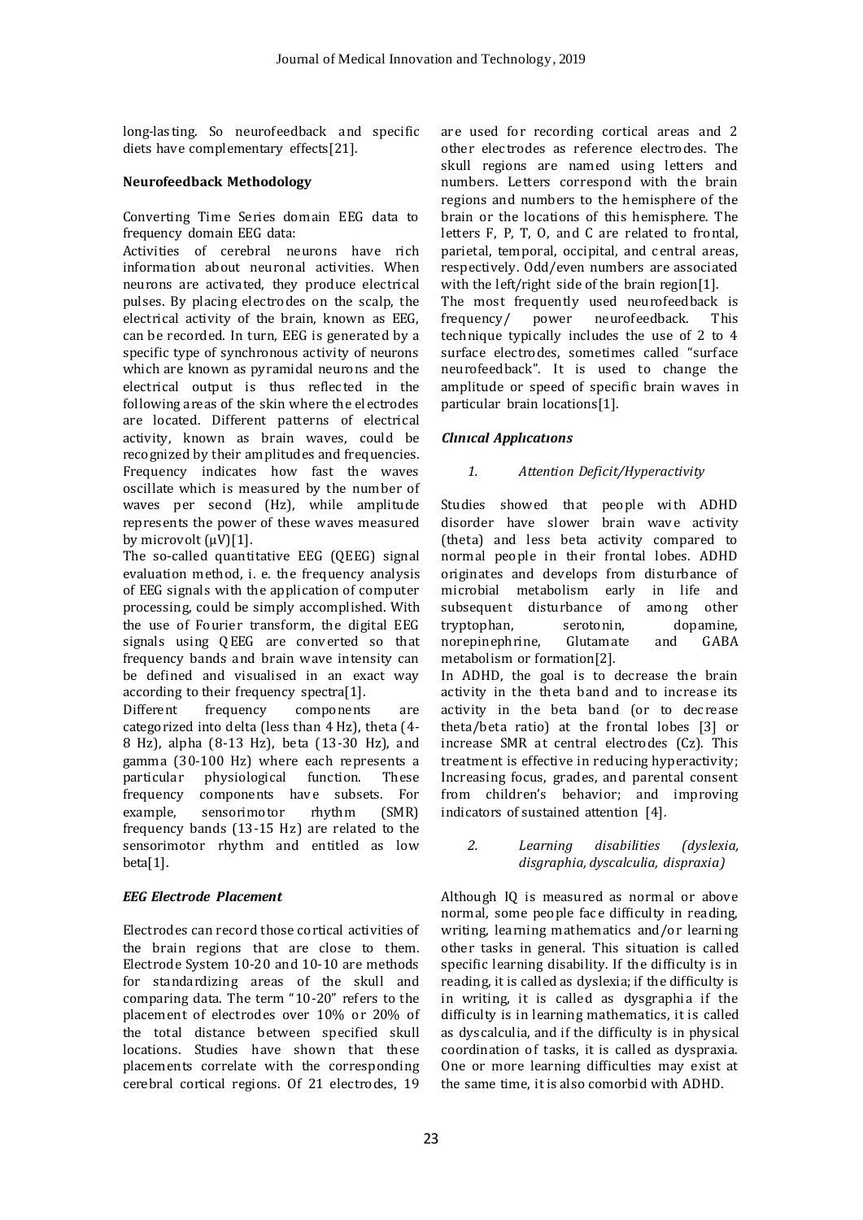long-lasting. So neurofeedback and specific diets have complementary effects[21].

**Neurofeedback Methodology**

Converting Time Series domain EEG data to frequency domain EEG data:

Activities of cerebral neurons have rich information about neuronal activities. When neurons are activated, they produce electrical pulses. By placing electrodes on the scalp, the electrical activity of the brain, known as EEG, can be recorded. In turn, EEG is generated by a specific type of synchronous activity of neurons which are known as pyramidal neurons and the electrical output is thus reflected in the following areas of the skin where the electrodes are located. Different patterns of electrical activity, known as brain waves, could be recognized by their amplitudes and frequencies. Frequency indicates how fast the waves oscillate which is measured by the number of waves per second (Hz), while amplitude represents the power of these waves measured by microvolt (μV)[1].

The so-called quantitative EEG (QEEG) signal evaluation method, i. e. the frequency analysis of EEG signals with the application of computer processing, could be simply accomplished. With the use of Fourier transform, the digital EEG signals using QEEG are converted so that frequency bands and brain wave intensity can be defined and visualised in an exact way according to their frequency spectra[1].

Different frequency components are categorized into delta (less than 4 Hz), theta (4-8 Hz), alpha (8-13 Hz), beta (13-30 Hz), and gamma (30-100 Hz) where each represents a particular physiological function. These frequency components have subsets. For example, sensorimotor rhythm (SMR) frequency bands (13-15 Hz) are related to the sensorimotor rhythm and entitled as low beta[1].

***EEG Electrode Placement***

Electrodes can record those cortical activities of the brain regions that are close to them. Electrode System 10-20 and 10-10 are methods for standardizing areas of the skull and comparing data. The term "10-20" refers to the placement of electrodes over 10% or 20% of the total distance between specified skull locations. Studies have shown that these placements correlate with the corresponding cerebral cortical regions. Of 21 electrodes, 19 are used for recording cortical areas and 2 other electrodes as reference electrodes. The skull regions are named using letters and numbers. Letters correspond with the brain regions and numbers to the hemisphere of the brain or the locations of this hemisphere. The letters F, P, T, O, and C are related to frontal, parietal, temporal, occipital, and central areas, respectively. Odd/even numbers are associated with the left/right side of the brain region[1].

The most frequently used neurofeedback is frequency/ power neurofeedback. This technique typically includes the use of 2 to 4 surface electrodes, sometimes called "surface neurofeedback". It is used to change the amplitude or speed of specific brain waves in particular brain locations[1].

***Clınıcal Applıcatıons***

*1. Attention Deficit/Hyperactivity*

Studies showed that people with ADHD disorder have slower brain wave activity (theta) and less beta activity compared to normal people in their frontal lobes. ADHD originates and develops from disturbance of microbial metabolism early in life and subsequent disturbance of among other tryptophan, serotonin, dopamine, norepinephrine, Glutamate and GABA metabolism or formation[2].

In ADHD, the goal is to decrease the brain activity in the theta band and to increase its activity in the beta band (or to decrease theta/beta ratio) at the frontal lobes [3] or increase SMR at central electrodes (Cz). This treatment is effective in reducing hyperactivity; Increasing focus, grades, and parental consent from children's behavior; and improving indicators of sustained attention [4].

*2. Learning disabilities (dyslexia, disgraphia, dyscalculia, dispraxia)*

Although IQ is measured as normal or above normal, some people face difficulty in reading, writing, learning mathematics and/or learning other tasks in general. This situation is called specific learning disability. If the difficulty is in reading, it is called as dyslexia; if the difficulty is in writing, it is called as dysgraphia if the difficulty is in learning mathematics, it is called as dyscalculia, and if the difficulty is in physical coordination of tasks, it is called as dyspraxia. One or more learning difficulties may exist at the same time, it is also comorbid with ADHD.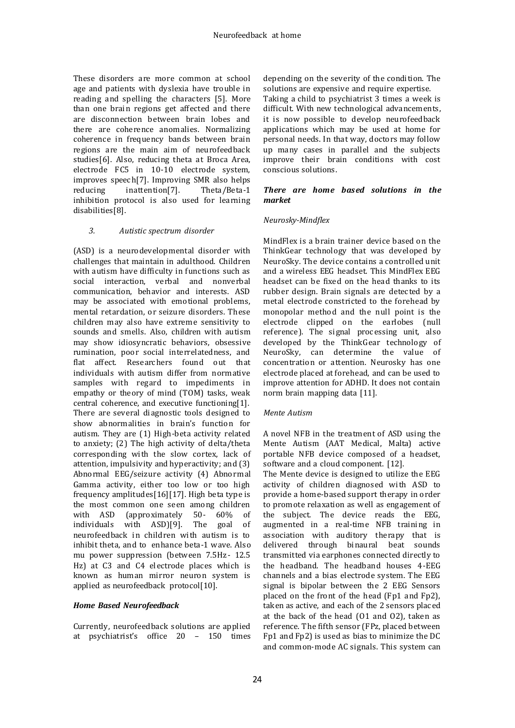These disorders are more common at school age and patients with dyslexia have trouble in reading and spelling the characters [5]. More than one brain regions get affected and there are disconnection between brain lobes and there are coherence anomalies. Normalizing coherence in frequency bands between brain regions are the main aim of neurofeedback studies[6]. Also, reducing theta at Broca Area, electrode FC5 in 10-10 electrode system, improves speech[7]. Improving SMR also helps reducing inattention[7]. Theta/Beta-1 inhibition protocol is also used for learning disabilities[8].

*3. Autistic spectrum disorder*

(ASD) is a neurodevelopmental disorder with challenges that maintain in adulthood. Children with autism have difficulty in functions such as social interaction, verbal and nonverbal communication, behavior and interests. ASD may be associated with emotional problems, mental retardation, or seizure disorders. These children may also have extreme sensitivity to sounds and smells. Also, children with autism may show idiosyncratic behaviors, obsessive rumination, poor social interrelatedness, and flat affect. Researchers found out that individuals with autism differ from normative samples with regard to impediments in empathy or theory of mind (TOM) tasks, weak central coherence, and executive functioning[1]. There are several diagnostic tools designed to show abnormalities in brain's function for autism. They are (1) High-beta activity related to anxiety; (2) The high activity of delta/theta corresponding with the slow cortex, lack of attention, impulsivity and hyperactivity; and (3) Abnormal EEG/seizure activity (4) Abnormal Gamma activity, either too low or too high frequency amplitudes[16][17]. High beta type is the most common one seen among children with ASD (approximately 50- 60% of individuals with ASD)[9]. The goal of neurofeedback in children with autism is to inhibit theta, and to enhance beta-1 wave. Also mu power suppression (between 7.5Hz- 12.5 Hz) at C3 and C4 electrode places which is known as human mirror neuron system is applied as neurofeedback protocol[10].

***Home Based Neurofeedback***

Currently, neurofeedback solutions are applied at psychiatrist's office 20 – 150 times depending on the severity of the condition. The solutions are expensive and require expertise.
Taking a child to psychiatrist 3 times a week is difficult. With new technological advancements, it is now possible to develop neurofeedback applications which may be used at home for personal needs. In that way, doctors may follow up many cases in parallel and the subjects improve their brain conditions with cost conscious solutions.

***There are home based solutions in the market***

*Neurosky-Mindflex*

MindFlex is a brain trainer device based on the ThinkGear technology that was developed by NeuroSky. The device contains a controlled unit and a wireless EEG headset. This MindFlex EEG headset can be fixed on the head thanks to its rubber design. Brain signals are detected by a metal electrode constricted to the forehead by monopolar method and the null point is the electrode clipped on the earlobes (null reference). The signal processing unit, also developed by the ThinkGear technology of NeuroSky, can determine the value of concentration or attention. Neurosky has one electrode placed at forehead, and can be used to improve attention for ADHD. It does not contain norm brain mapping data [11].

*Mente Autism*

A novel NFB in the treatment of ASD using the Mente Autism (AAT Medical, Malta) active portable NFB device composed of a headset, software and a cloud component. [12].
The Mente device is designed to utilize the EEG activity of children diagnosed with ASD to provide a home-based support therapy in order to promote relaxation as well as engagement of the subject. The device reads the EEG, augmented in a real-time NFB training in association with auditory therapy that is delivered through binaural beat sounds transmitted via earphones connected directly to the headband. The headband houses 4-EEG channels and a bias electrode system. The EEG signal is bipolar between the 2 EEG Sensors placed on the front of the head (Fp1 and Fp2), taken as active, and each of the 2 sensors placed at the back of the head (O1 and O2), taken as reference. The fifth sensor (FPz, placed between Fp1 and Fp2) is used as bias to minimize the DC and common-mode AC signals. This system can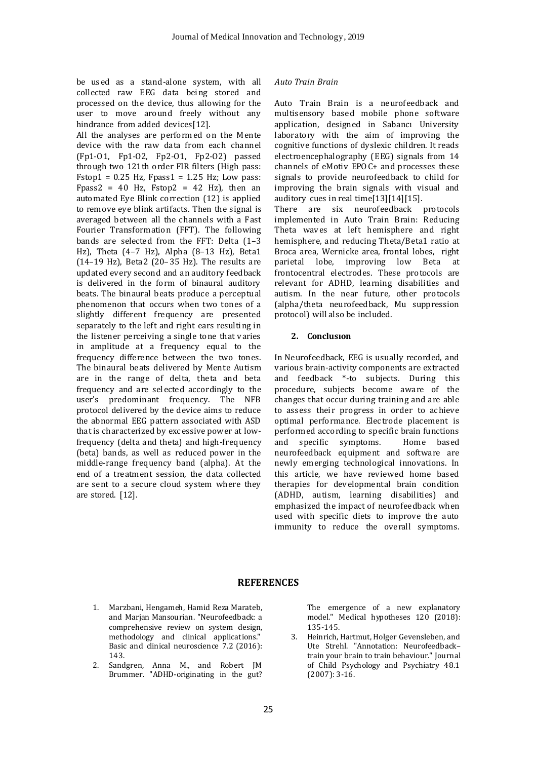be used as a stand-alone system, with all collected raw EEG data being stored and processed on the device, thus allowing for the user to move around freely without any hindrance from added devices[12].

All the analyses are performed on the Mente device with the raw data from each channel (Fp1-O1, Fp1-O2, Fp2-O1, Fp2-O2) passed through two 121th order FIR filters (High pass: Fstop1 = 0.25 Hz, Fpass1 = 1.25 Hz; Low pass: Fpass2 = 40 Hz, Fstop2 = 42 Hz), then an automated Eye Blink correction (12) is applied to remove eye blink artifacts. Then the signal is averaged between all the channels with a Fast Fourier Transformation (FFT). The following bands are selected from the FFT: Delta (1–3 Hz), Theta (4–7 Hz), Alpha (8–13 Hz), Beta1 (14–19 Hz), Beta2 (20–35 Hz). The results are updated every second and an auditory feedback is delivered in the form of binaural auditory beats. The binaural beats produce a perceptual phenomenon that occurs when two tones of a slightly different frequency are presented separately to the left and right ears resulting in the listener perceiving a single tone that varies in amplitude at a frequency equal to the frequency difference between the two tones. The binaural beats delivered by Mente Autism are in the range of delta, theta and beta frequency and are selected accordingly to the user's predominant frequency. The NFB protocol delivered by the device aims to reduce the abnormal EEG pattern associated with ASD that is characterized by excessive power at low-frequency (delta and theta) and high-frequency (beta) bands, as well as reduced power in the middle-range frequency band (alpha). At the end of a treatment session, the data collected are sent to a secure cloud system where they are stored. [12].

*Auto Train Brain*

Auto Train Brain is a neurofeedback and multisensory based mobile phone software application, designed in Sabancı University laboratory with the aim of improving the cognitive functions of dyslexic children. It reads electroencephalography (EEG) signals from 14 channels of eMotiv EPOC+ and processes these signals to provide neurofeedback to child for improving the brain signals with visual and auditory cues in real time[13][14][15].

There are six neurofeedback protocols implemented in Auto Train Brain: Reducing Theta waves at left hemisphere and right hemisphere, and reducing Theta/Beta1 ratio at Broca area, Wernicke area, frontal lobes, right parietal lobe, improving low Beta at frontocentral electrodes. These protocols are relevant for ADHD, learning disabilities and autism. In the near future, other protocols (alpha/theta neurofeedback, Mu suppression protocol) will also be included.

## 2. Conclusıon

In Neurofeedback, EEG is usually recorded, and various brain-activity components are extracted and feedback *-to subjects. During this procedure, subjects become aware of the changes that occur during training and are able to assess their progress in order to achieve optimal performance. Electrode placement is performed according to specific brain functions and specific symptoms. Home based neurofeedback equipment and software are newly emerging technological innovations. In this article, we have reviewed home based therapies for developmental brain condition (ADHD, autism, learning disabilities) and emphasized the impact of neurofeedback when used with specific diets to improve the auto immunity to reduce the overall symptoms.

## REFERENCES

1. Marzbani, Hengameh, Hamid Reza Marateb, and Marjan Mansourian. "Neurofeedback: a comprehensive review on system design, methodology and clinical applications." Basic and clinical neuroscience 7.2 (2016): 143.
2. Sandgren, Anna M., and Robert JM Brummer. "ADHD-originating in the gut? The emergence of a new explanatory model." Medical hypotheses 120 (2018): 135-145.
3. Heinrich, Hartmut, Holger Gevensleben, and Ute Strehl. "Annotation: Neurofeedback–train your brain to train behaviour." Journal of Child Psychology and Psychiatry 48.1 (2007): 3-16.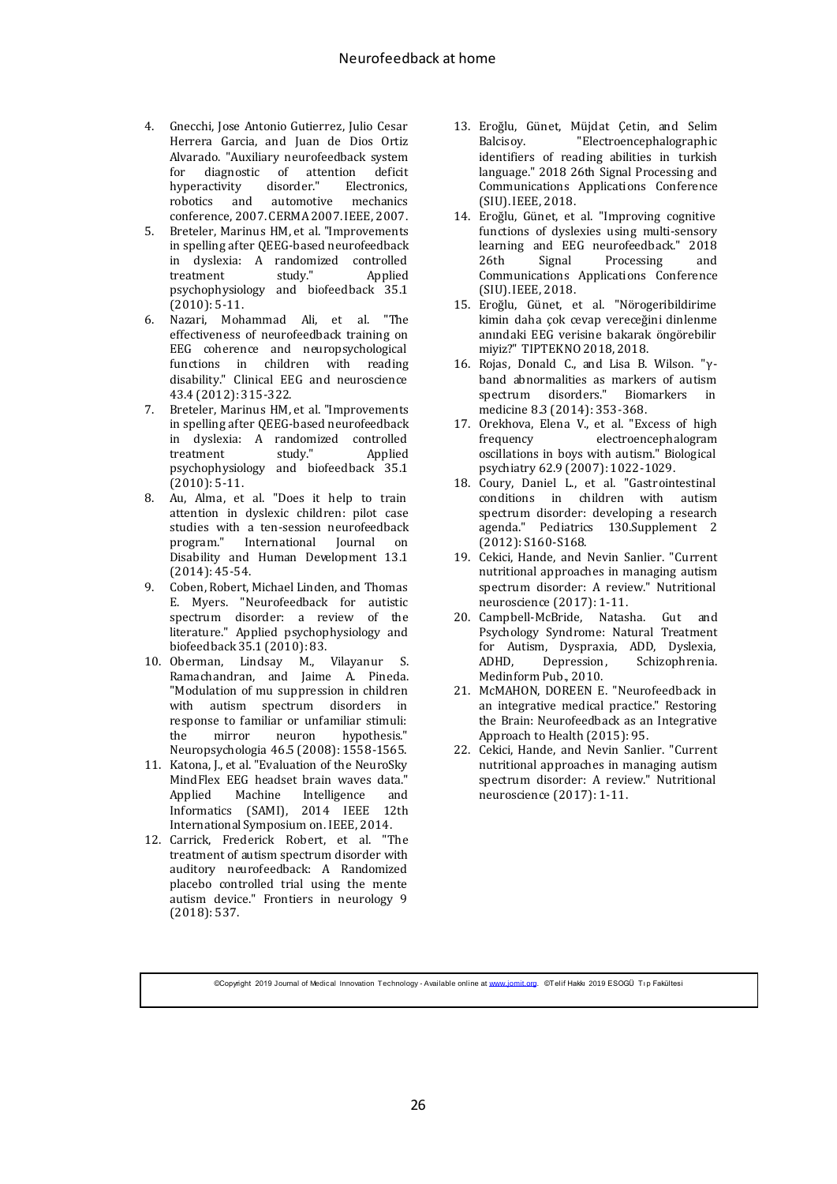4. Gnecchi, Jose Antonio Gutierrez, Julio Cesar Herrera Garcia, and Juan de Dios Ortiz Alvarado. "Auxiliary neurofeedback system for diagnostic of attention deficit hyperactivity disorder." Electronics, robotics and automotive mechanics conference, 2007. CERMA 2007. IEEE, 2007.
5. Breteler, Marinus HM, et al. "Improvements in spelling after QEEG-based neurofeedback in dyslexia: A randomized controlled treatment study." Applied psychophysiology and biofeedback 35.1 (2010): 5-11.
6. Nazari, Mohammad Ali, et al. "The effectiveness of neurofeedback training on EEG coherence and neuropsychological functions in children with reading disability." Clinical EEG and neuroscience 43.4 (2012): 315-322.
7. Breteler, Marinus HM, et al. "Improvements in spelling after QEEG-based neurofeedback in dyslexia: A randomized controlled treatment study." Applied psychophysiology and biofeedback 35.1 (2010): 5-11.
8. Au, Alma, et al. "Does it help to train attention in dyslexic children: pilot case studies with a ten-session neurofeedback program." International Journal on Disability and Human Development 13.1 (2014): 45-54.
9. Coben, Robert, Michael Linden, and Thomas E. Myers. "Neurofeedback for autistic spectrum disorder: a review of the literature." Applied psychophysiology and biofeedback 35.1 (2010): 83.
10. Oberman, Lindsay M., Vilayanur S. Ramachandran, and Jaime A. Pineda. "Modulation of mu suppression in children with autism spectrum disorders in response to familiar or unfamiliar stimuli: the mirror neuron hypothesis." Neuropsychologia 46.5 (2008): 1558-1565.
11. Katona, J., et al. "Evaluation of the NeuroSky MindFlex EEG headset brain waves data." Applied Machine Intelligence and Informatics (SAMI), 2014 IEEE 12th International Symposium on. IEEE, 2014.
12. Carrick, Frederick Robert, et al. "The treatment of autism spectrum disorder with auditory neurofeedback: A Randomized placebo controlled trial using the mente autism device." Frontiers in neurology 9 (2018): 537.
13. Eroğlu, Günet, Müjdat Çetin, and Selim Balcisoy. "Electroencephalographic identifiers of reading abilities in turkish language." 2018 26th Signal Processing and Communications Applications Conference (SIU). IEEE, 2018.
14. Eroğlu, Günet, et al. "Improving cognitive functions of dyslexies using multi-sensory learning and EEG neurofeedback." 2018 26th Signal Processing and Communications Applications Conference (SIU). IEEE, 2018.
15. Eroğlu, Günet, et al. "Nörogeribildirime kimin daha çok cevap vereceğini dinlenme anındaki EEG verisine bakarak öngörebilir miyiz?" TIPTEKNO 2018, 2018.
16. Rojas, Donald C., and Lisa B. Wilson. "γ-band abnormalities as markers of autism spectrum disorders." Biomarkers in medicine 8.3 (2014): 353-368.
17. Orekhova, Elena V., et al. "Excess of high frequency electroencephalogram oscillations in boys with autism." Biological psychiatry 62.9 (2007): 1022-1029.
18. Coury, Daniel L., et al. "Gastrointestinal conditions in children with autism spectrum disorder: developing a research agenda." Pediatrics 130.Supplement 2 (2012): S160-S168.
19. Cekici, Hande, and Nevin Sanlier. "Current nutritional approaches in managing autism spectrum disorder: A review." Nutritional neuroscience (2017): 1-11.
20. Campbell-McBride, Natasha. Gut and Psychology Syndrome: Natural Treatment for Autism, Dyspraxia, ADD, Dyslexia, ADHD, Depression, Schizophrenia. Medinform Pub., 2010.
21. McMAHON, DOREEN E. "Neurofeedback in an integrative medical practice." Restoring the Brain: Neurofeedback as an Integrative Approach to Health (2015): 95.
22. Cekici, Hande, and Nevin Sanlier. "Current nutritional approaches in managing autism spectrum disorder: A review." Nutritional neuroscience (2017): 1-11.